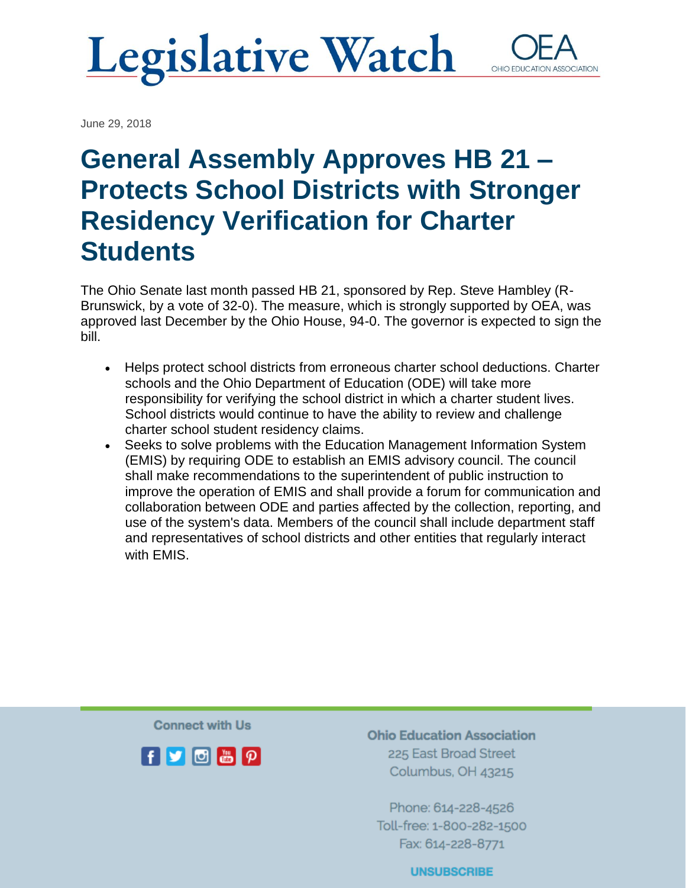# Legislative Watch

OEA
OHIO EDUCATION ASSOCIATION

June 29, 2018

## General Assembly Approves HB 21 – Protects School Districts with Stronger Residency Verification for Charter Students

The Ohio Senate last month passed HB 21, sponsored by Rep. Steve Hambley (R-Brunswick, by a vote of 32-0). The measure, which is strongly supported by OEA, was approved last December by the Ohio House, 94-0. The governor is expected to sign the bill.

- Helps protect school districts from erroneous charter school deductions. Charter schools and the Ohio Department of Education (ODE) will take more responsibility for verifying the school district in which a charter student lives. School districts would continue to have the ability to review and challenge charter school student residency claims.
- Seeks to solve problems with the Education Management Information System (EMIS) by requiring ODE to establish an EMIS advisory council. The council shall make recommendations to the superintendent of public instruction to improve the operation of EMIS and shall provide a forum for communication and collaboration between ODE and parties affected by the collection, reporting, and use of the system's data. Members of the council shall include department staff and representatives of school districts and other entities that regularly interact with EMIS.

Connect with Us

**Ohio Education Association**
225 East Broad Street
Columbus, OH 43215

Phone: 614-228-4526
Toll-free: 1-800-282-1500
Fax: 614-228-8771

UNSUBSCRIBE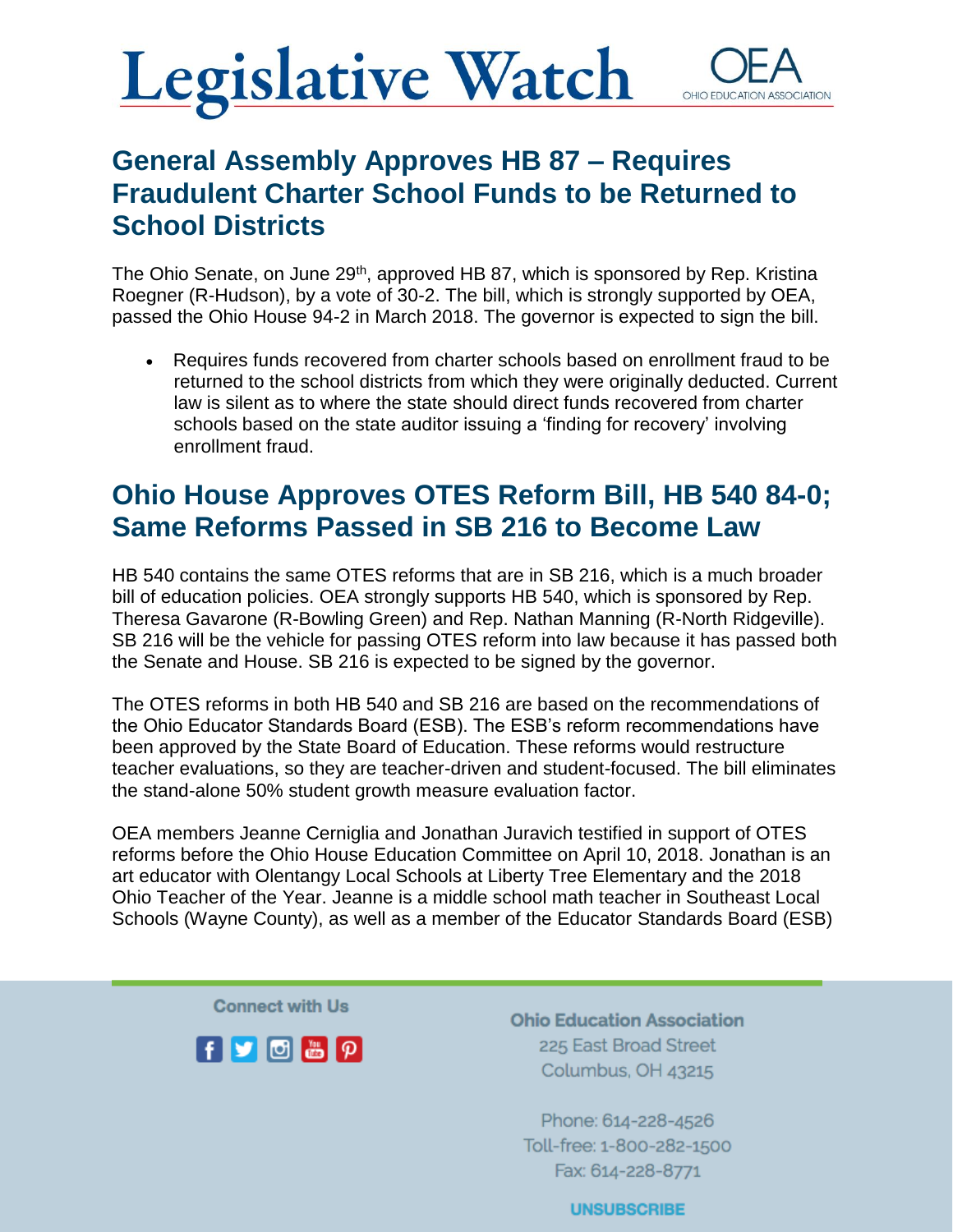# Legislative Watch

OEA
OHIO EDUCATION ASSOCIATION

## General Assembly Approves HB 87 – Requires Fraudulent Charter School Funds to be Returned to School Districts

The Ohio Senate, on June 29th, approved HB 87, which is sponsored by Rep. Kristina Roegner (R-Hudson), by a vote of 30-2. The bill, which is strongly supported by OEA, passed the Ohio House 94-2 in March 2018. The governor is expected to sign the bill.

- Requires funds recovered from charter schools based on enrollment fraud to be returned to the school districts from which they were originally deducted. Current law is silent as to where the state should direct funds recovered from charter schools based on the state auditor issuing a 'finding for recovery' involving enrollment fraud.

## Ohio House Approves OTES Reform Bill, HB 540 84-0; Same Reforms Passed in SB 216 to Become Law

HB 540 contains the same OTES reforms that are in SB 216, which is a much broader bill of education policies. OEA strongly supports HB 540, which is sponsored by Rep. Theresa Gavarone (R-Bowling Green) and Rep. Nathan Manning (R-North Ridgeville). SB 216 will be the vehicle for passing OTES reform into law because it has passed both the Senate and House. SB 216 is expected to be signed by the governor.

The OTES reforms in both HB 540 and SB 216 are based on the recommendations of the Ohio Educator Standards Board (ESB). The ESB's reform recommendations have been approved by the State Board of Education. These reforms would restructure teacher evaluations, so they are teacher-driven and student-focused. The bill eliminates the stand-alone 50% student growth measure evaluation factor.

OEA members Jeanne Cerniglia and Jonathan Juravich testified in support of OTES reforms before the Ohio House Education Committee on April 10, 2018. Jonathan is an art educator with Olentangy Local Schools at Liberty Tree Elementary and the 2018 Ohio Teacher of the Year. Jeanne is a middle school math teacher in Southeast Local Schools (Wayne County), as well as a member of the Educator Standards Board (ESB)

Connect with Us

**Ohio Education Association**
225 East Broad Street
Columbus, OH 43215

Phone: 614-228-4526
Toll-free: 1-800-282-1500
Fax: 614-228-8771

UNSUBSCRIBE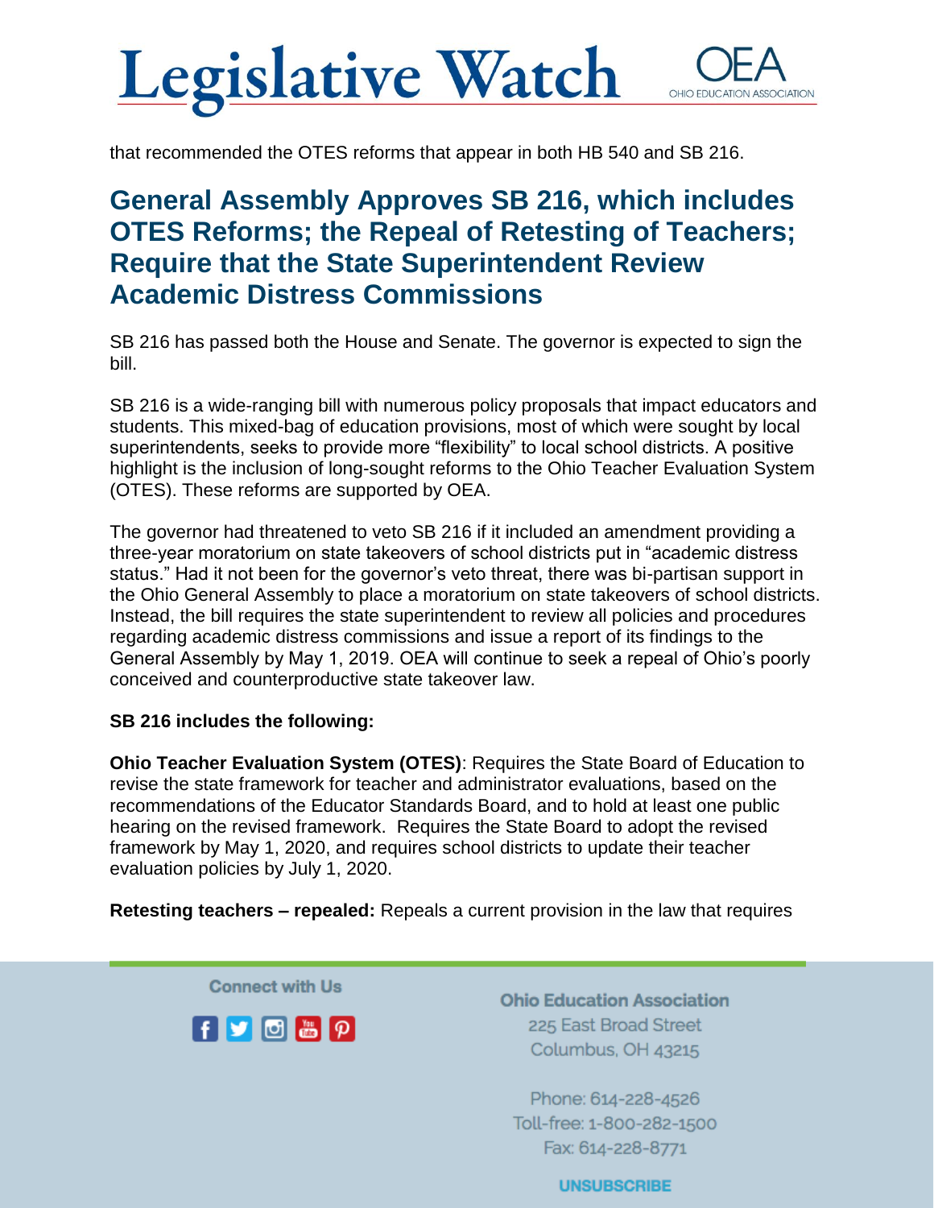that recommended the OTES reforms that appear in both HB 540 and SB 216.

## General Assembly Approves SB 216, which includes OTES Reforms; the Repeal of Retesting of Teachers; Require that the State Superintendent Review Academic Distress Commissions

SB 216 has passed both the House and Senate. The governor is expected to sign the bill.

SB 216 is a wide-ranging bill with numerous policy proposals that impact educators and students. This mixed-bag of education provisions, most of which were sought by local superintendents, seeks to provide more "flexibility" to local school districts. A positive highlight is the inclusion of long-sought reforms to the Ohio Teacher Evaluation System (OTES). These reforms are supported by OEA.

The governor had threatened to veto SB 216 if it included an amendment providing a three-year moratorium on state takeovers of school districts put in "academic distress status." Had it not been for the governor's veto threat, there was bi-partisan support in the Ohio General Assembly to place a moratorium on state takeovers of school districts. Instead, the bill requires the state superintendent to review all policies and procedures regarding academic distress commissions and issue a report of its findings to the General Assembly by May 1, 2019. OEA will continue to seek a repeal of Ohio's poorly conceived and counterproductive state takeover law.

**SB 216 includes the following:**

**Ohio Teacher Evaluation System (OTES)**: Requires the State Board of Education to revise the state framework for teacher and administrator evaluations, based on the recommendations of the Educator Standards Board, and to hold at least one public hearing on the revised framework. Requires the State Board to adopt the revised framework by May 1, 2020, and requires school districts to update their teacher evaluation policies by July 1, 2020.

**Retesting teachers – repealed:** Repeals a current provision in the law that requires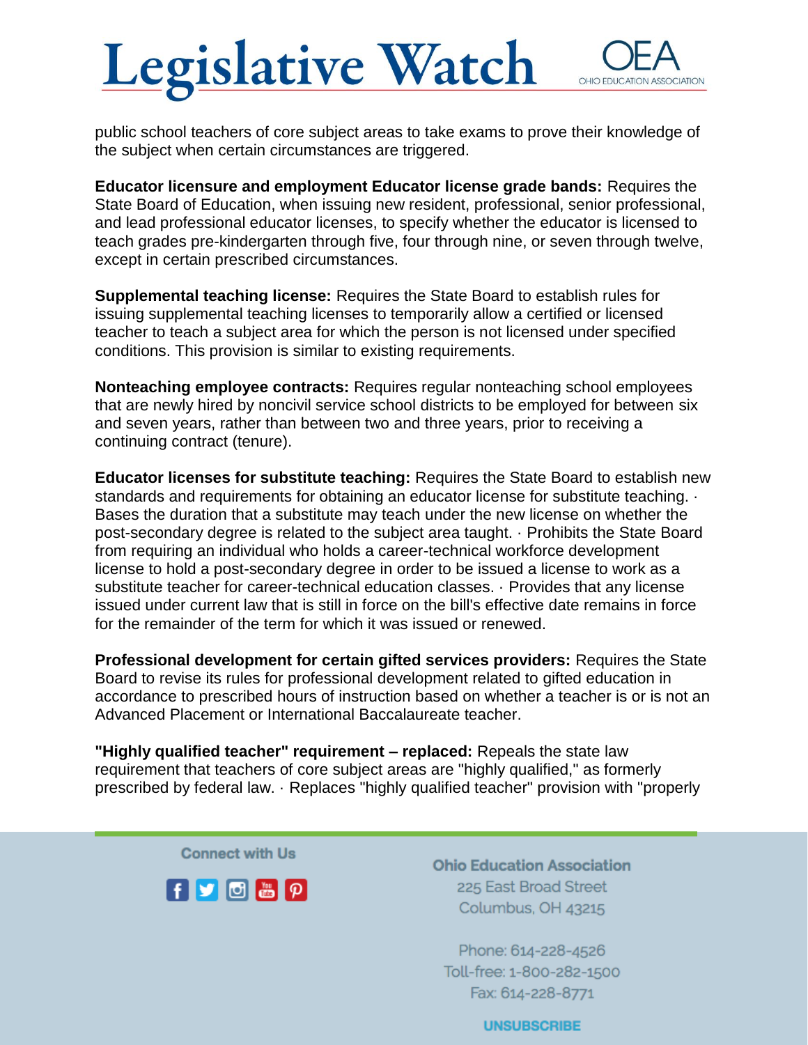public school teachers of core subject areas to take exams to prove their knowledge of the subject when certain circumstances are triggered.

**Educator licensure and employment Educator license grade bands:** Requires the State Board of Education, when issuing new resident, professional, senior professional, and lead professional educator licenses, to specify whether the educator is licensed to teach grades pre-kindergarten through five, four through nine, or seven through twelve, except in certain prescribed circumstances.

**Supplemental teaching license:** Requires the State Board to establish rules for issuing supplemental teaching licenses to temporarily allow a certified or licensed teacher to teach a subject area for which the person is not licensed under specified conditions. This provision is similar to existing requirements.

**Nonteaching employee contracts:** Requires regular nonteaching school employees that are newly hired by noncivil service school districts to be employed for between six and seven years, rather than between two and three years, prior to receiving a continuing contract (tenure).

**Educator licenses for substitute teaching:** Requires the State Board to establish new standards and requirements for obtaining an educator license for substitute teaching. · Bases the duration that a substitute may teach under the new license on whether the post-secondary degree is related to the subject area taught. · Prohibits the State Board from requiring an individual who holds a career-technical workforce development license to hold a post-secondary degree in order to be issued a license to work as a substitute teacher for career-technical education classes. · Provides that any license issued under current law that is still in force on the bill's effective date remains in force for the remainder of the term for which it was issued or renewed.

**Professional development for certain gifted services providers:** Requires the State Board to revise its rules for professional development related to gifted education in accordance to prescribed hours of instruction based on whether a teacher is or is not an Advanced Placement or International Baccalaureate teacher.

**"Highly qualified teacher" requirement – replaced:** Repeals the state law requirement that teachers of core subject areas are "highly qualified," as formerly prescribed by federal law. · Replaces "highly qualified teacher" provision with "properly

Connect with Us

**Ohio Education Association**
225 East Broad Street
Columbus, OH 43215

Phone: 614-228-4526
Toll-free: 1-800-282-1500
Fax: 614-228-8771

UNSUBSCRIBE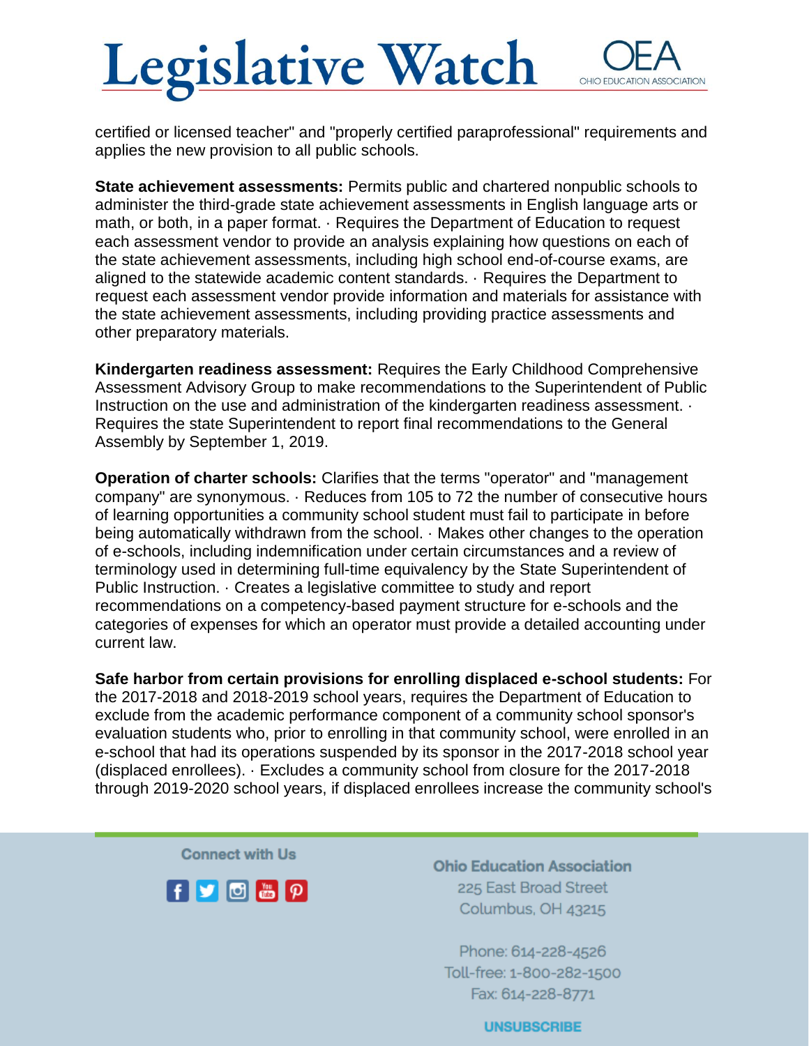certified or licensed teacher" and "properly certified paraprofessional" requirements and applies the new provision to all public schools.

**State achievement assessments:** Permits public and chartered nonpublic schools to administer the third-grade state achievement assessments in English language arts or math, or both, in a paper format. · Requires the Department of Education to request each assessment vendor to provide an analysis explaining how questions on each of the state achievement assessments, including high school end-of-course exams, are aligned to the statewide academic content standards. · Requires the Department to request each assessment vendor provide information and materials for assistance with the state achievement assessments, including providing practice assessments and other preparatory materials.

**Kindergarten readiness assessment:** Requires the Early Childhood Comprehensive Assessment Advisory Group to make recommendations to the Superintendent of Public Instruction on the use and administration of the kindergarten readiness assessment. · Requires the state Superintendent to report final recommendations to the General Assembly by September 1, 2019.

**Operation of charter schools:** Clarifies that the terms "operator" and "management company" are synonymous. · Reduces from 105 to 72 the number of consecutive hours of learning opportunities a community school student must fail to participate in before being automatically withdrawn from the school. · Makes other changes to the operation of e-schools, including indemnification under certain circumstances and a review of terminology used in determining full-time equivalency by the State Superintendent of Public Instruction. · Creates a legislative committee to study and report recommendations on a competency-based payment structure for e-schools and the categories of expenses for which an operator must provide a detailed accounting under current law.

**Safe harbor from certain provisions for enrolling displaced e-school students:** For the 2017-2018 and 2018-2019 school years, requires the Department of Education to exclude from the academic performance component of a community school sponsor's evaluation students who, prior to enrolling in that community school, were enrolled in an e-school that had its operations suspended by its sponsor in the 2017-2018 school year (displaced enrollees). · Excludes a community school from closure for the 2017-2018 through 2019-2020 school years, if displaced enrollees increase the community school's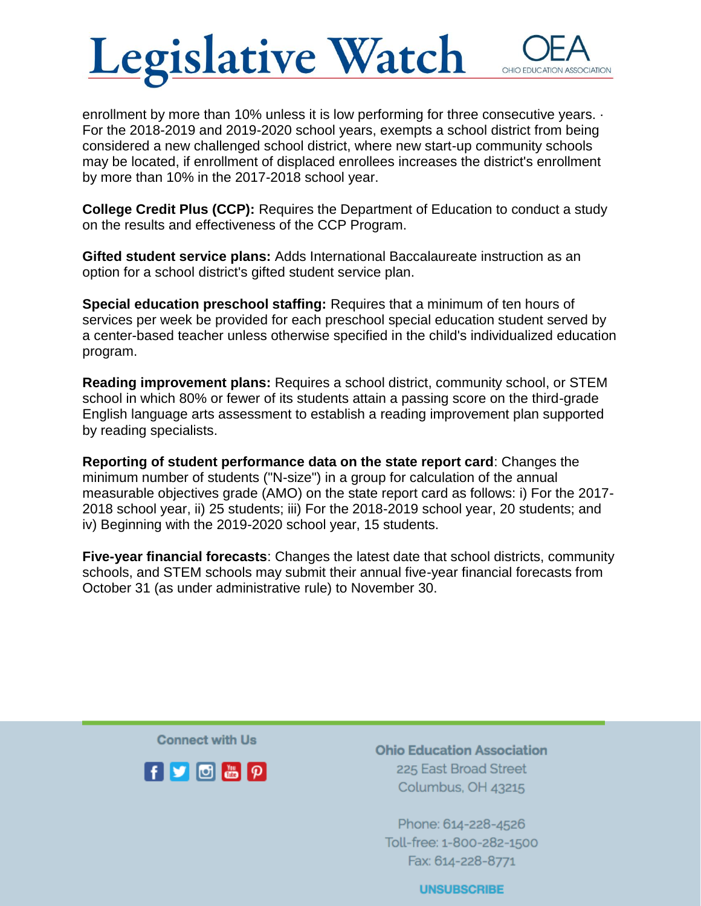enrollment by more than 10% unless it is low performing for three consecutive years. · For the 2018-2019 and 2019-2020 school years, exempts a school district from being considered a new challenged school district, where new start-up community schools may be located, if enrollment of displaced enrollees increases the district's enrollment by more than 10% in the 2017-2018 school year.

**College Credit Plus (CCP):** Requires the Department of Education to conduct a study on the results and effectiveness of the CCP Program.

**Gifted student service plans:** Adds International Baccalaureate instruction as an option for a school district's gifted student service plan.

**Special education preschool staffing:** Requires that a minimum of ten hours of services per week be provided for each preschool special education student served by a center-based teacher unless otherwise specified in the child's individualized education program.

**Reading improvement plans:** Requires a school district, community school, or STEM school in which 80% or fewer of its students attain a passing score on the third-grade English language arts assessment to establish a reading improvement plan supported by reading specialists.

**Reporting of student performance data on the state report card**: Changes the minimum number of students ("N-size") in a group for calculation of the annual measurable objectives grade (AMO) on the state report card as follows: i) For the 2017-2018 school year, ii) 25 students; iii) For the 2018-2019 school year, 20 students; and iv) Beginning with the 2019-2020 school year, 15 students.

**Five-year financial forecasts**: Changes the latest date that school districts, community schools, and STEM schools may submit their annual five-year financial forecasts from October 31 (as under administrative rule) to November 30.

Connect with Us

**Ohio Education Association**
225 East Broad Street
Columbus, OH 43215

Phone: 614-228-4526
Toll-free: 1-800-282-1500
Fax: 614-228-8771

UNSUBSCRIBE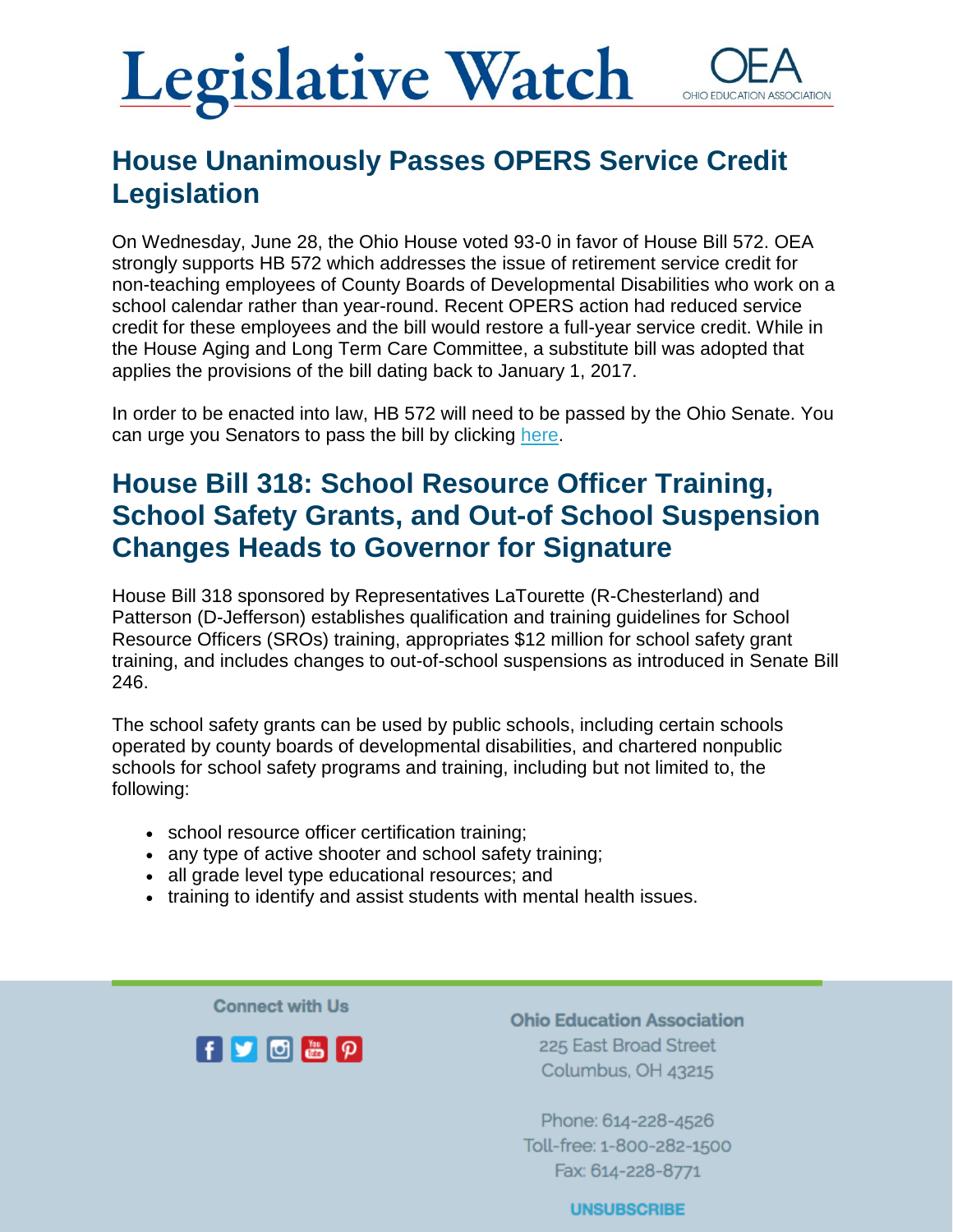# Legislative Watch

## House Unanimously Passes OPERS Service Credit Legislation

On Wednesday, June 28, the Ohio House voted 93-0 in favor of House Bill 572. OEA strongly supports HB 572 which addresses the issue of retirement service credit for non-teaching employees of County Boards of Developmental Disabilities who work on a school calendar rather than year-round. Recent OPERS action had reduced service credit for these employees and the bill would restore a full-year service credit. While in the House Aging and Long Term Care Committee, a substitute bill was adopted that applies the provisions of the bill dating back to January 1, 2017.

In order to be enacted into law, HB 572 will need to be passed by the Ohio Senate. You can urge you Senators to pass the bill by clicking here.

## House Bill 318: School Resource Officer Training, School Safety Grants, and Out-of School Suspension Changes Heads to Governor for Signature

House Bill 318 sponsored by Representatives LaTourette (R-Chesterland) and Patterson (D-Jefferson) establishes qualification and training guidelines for School Resource Officers (SROs) training, appropriates $12 million for school safety grant training, and includes changes to out-of-school suspensions as introduced in Senate Bill 246.

The school safety grants can be used by public schools, including certain schools operated by county boards of developmental disabilities, and chartered nonpublic schools for school safety programs and training, including but not limited to, the following:

- school resource officer certification training;
- any type of active shooter and school safety training;
- all grade level type educational resources; and
- training to identify and assist students with mental health issues.

Connect with Us

**Ohio Education Association**
225 East Broad Street
Columbus, OH 43215

Phone: 614-228-4526
Toll-free: 1-800-282-1500
Fax: 614-228-8771

UNSUBSCRIBE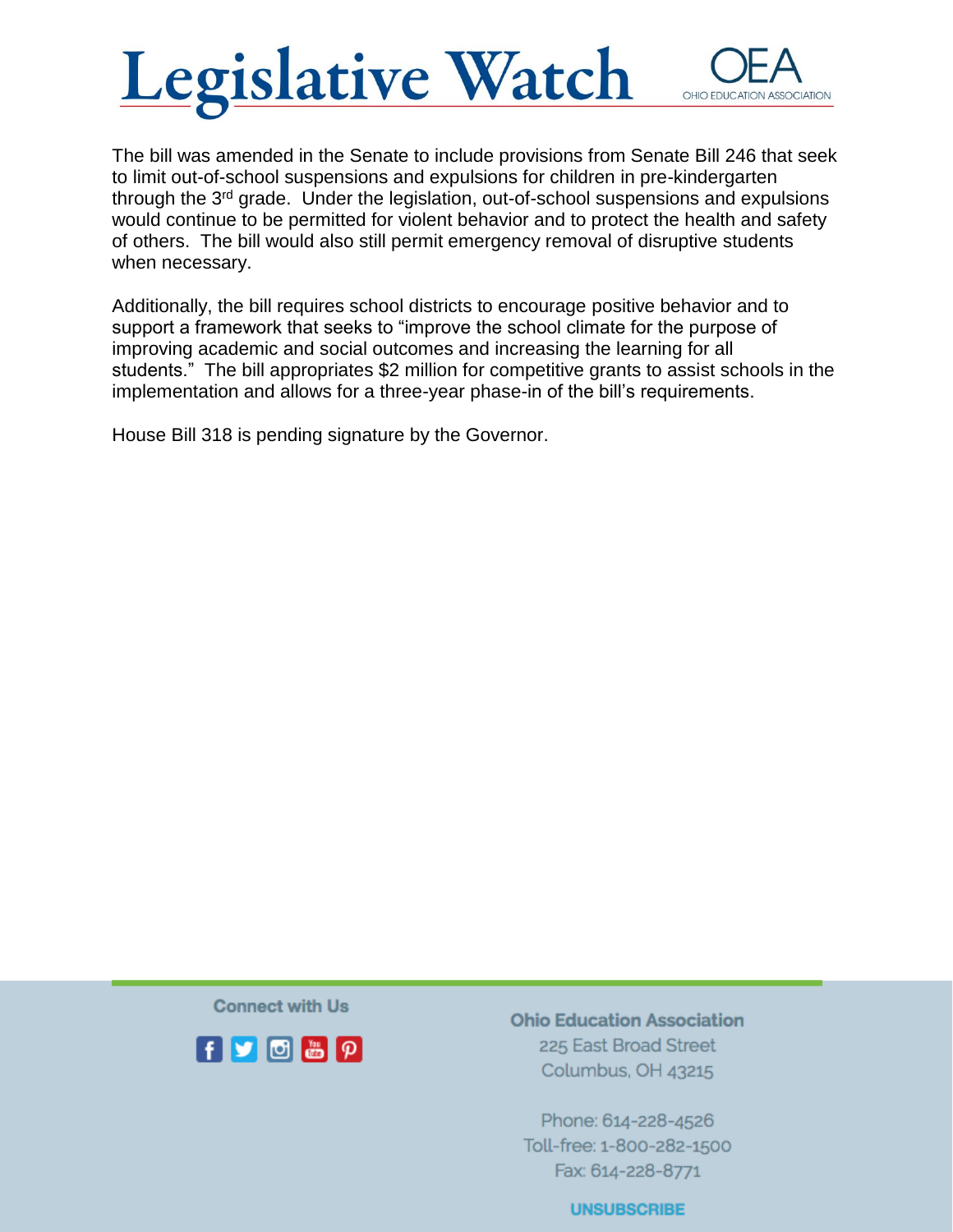The bill was amended in the Senate to include provisions from Senate Bill 246 that seek to limit out-of-school suspensions and expulsions for children in pre-kindergarten through the 3rd grade. Under the legislation, out-of-school suspensions and expulsions would continue to be permitted for violent behavior and to protect the health and safety of others. The bill would also still permit emergency removal of disruptive students when necessary.

Additionally, the bill requires school districts to encourage positive behavior and to support a framework that seeks to "improve the school climate for the purpose of improving academic and social outcomes and increasing the learning for all students." The bill appropriates $2 million for competitive grants to assist schools in the implementation and allows for a three-year phase-in of the bill's requirements.

House Bill 318 is pending signature by the Governor.

Connect with Us

**Ohio Education Association**
225 East Broad Street
Columbus, OH 43215

Phone: 614-228-4526
Toll-free: 1-800-282-1500
Fax: 614-228-8771

UNSUBSCRIBE